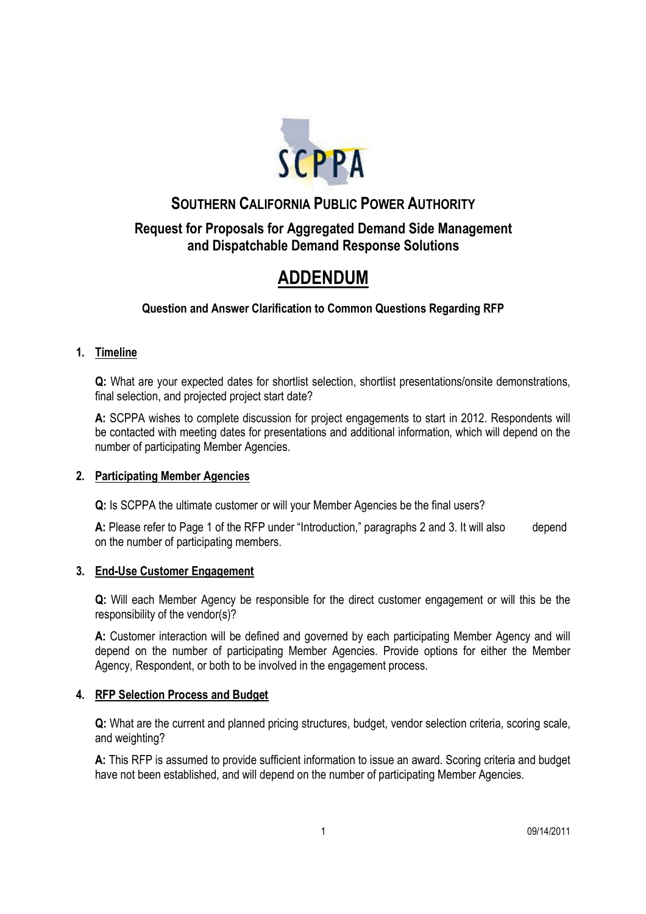# SOUTHERN CALIFORNIA PUBLIC POWER AUTHORITY

## Request for Proposals for Aggregated Demand Side Management and Dispatchable Demand Response Solutions

# ADDENDUM

### Question and Answer Clarification to Common Questions Regarding RFP

1. **Timeline**

   **Q:** What are your expected dates for shortlist selection, shortlist presentations/onsite demonstrations, final selection, and projected project start date?

   **A:** SCPPA wishes to complete discussion for project engagements to start in 2012. Respondents will be contacted with meeting dates for presentations and additional information, which will depend on the number of participating Member Agencies.

2. **Participating Member Agencies**

   **Q:** Is SCPPA the ultimate customer or will your Member Agencies be the final users?

   **A:** Please refer to Page 1 of the RFP under "Introduction," paragraphs 2 and 3. It will also depend on the number of participating members.

3. **End-Use Customer Engagement**

   **Q:** Will each Member Agency be responsible for the direct customer engagement or will this be the responsibility of the vendor(s)?

   **A:** Customer interaction will be defined and governed by each participating Member Agency and will depend on the number of participating Member Agencies. Provide options for either the Member Agency, Respondent, or both to be involved in the engagement process.

4. **RFP Selection Process and Budget**

   **Q:** What are the current and planned pricing structures, budget, vendor selection criteria, scoring scale, and weighting?

   **A:** This RFP is assumed to provide sufficient information to issue an award. Scoring criteria and budget have not been established, and will depend on the number of participating Member Agencies.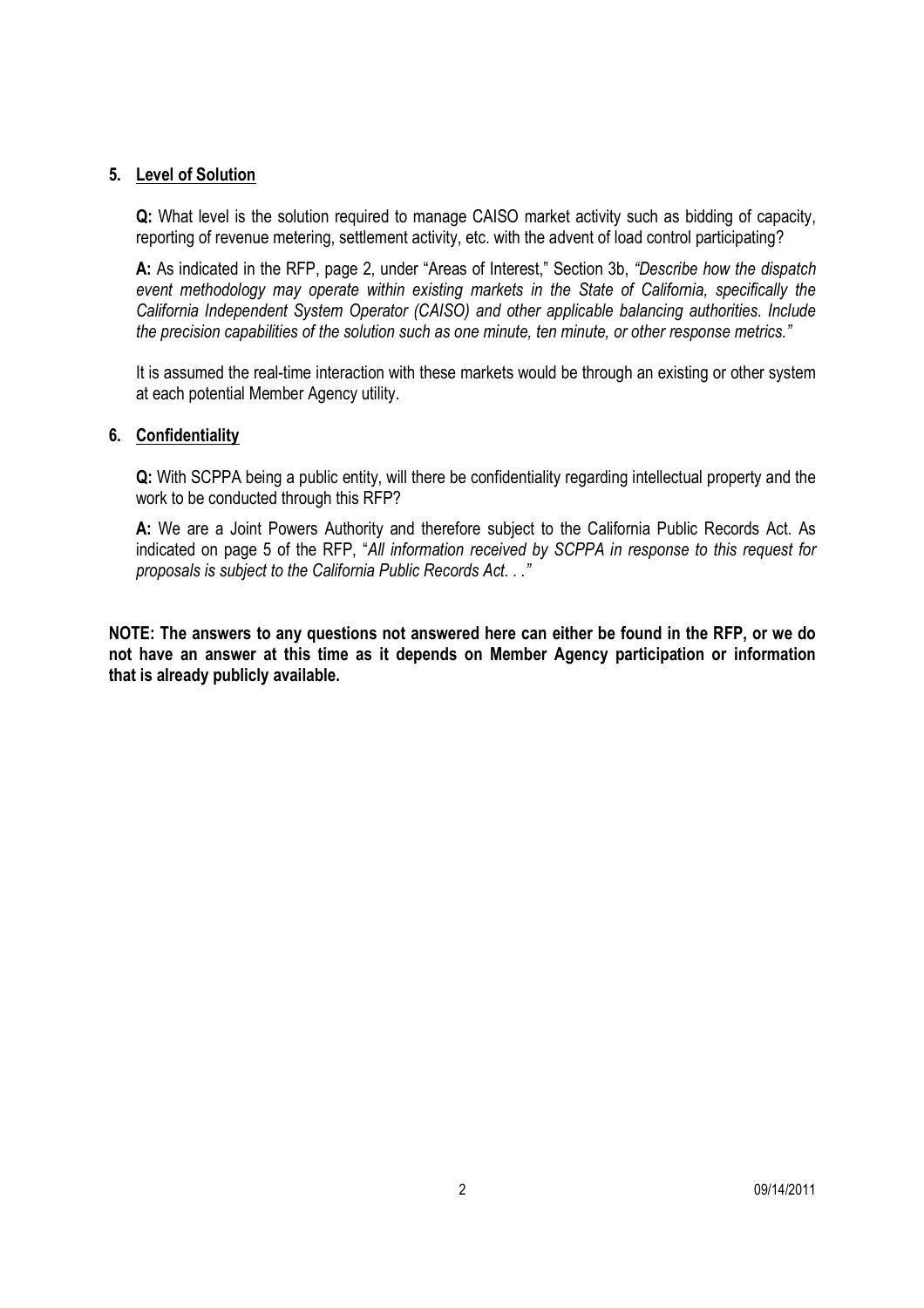5. **Level of Solution**

   **Q:** What level is the solution required to manage CAISO market activity such as bidding of capacity, reporting of revenue metering, settlement activity, etc. with the advent of load control participating?

   **A:** As indicated in the RFP, page 2, under "Areas of Interest," Section 3b, *"Describe how the dispatch event methodology may operate within existing markets in the State of California, specifically the California Independent System Operator (CAISO) and other applicable balancing authorities. Include the precision capabilities of the solution such as one minute, ten minute, or other response metrics."*

   It is assumed the real-time interaction with these markets would be through an existing or other system at each potential Member Agency utility.

6. **Confidentiality**

   **Q:** With SCPPA being a public entity, will there be confidentiality regarding intellectual property and the work to be conducted through this RFP?

   **A:** We are a Joint Powers Authority and therefore subject to the California Public Records Act. As indicated on page 5 of the RFP, "*All information received by SCPPA in response to this request for proposals is subject to the California Public Records Act. . ."*

**NOTE: The answers to any questions not answered here can either be found in the RFP, or we do not have an answer at this time as it depends on Member Agency participation or information that is already publicly available.**